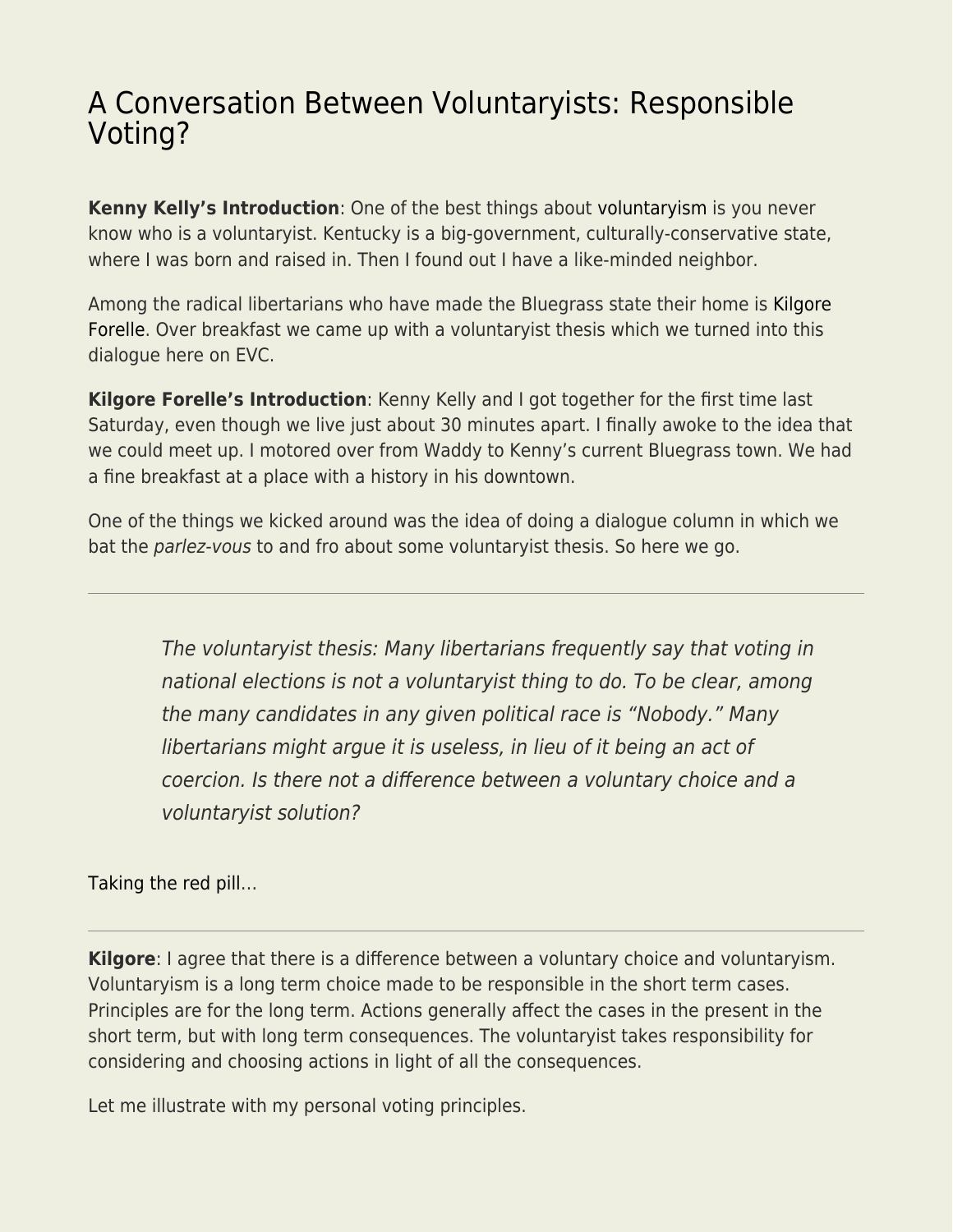# A Conversation Between Voluntaryists: Responsible Voting?

**Kenny Kelly's Introduction**: One of the best things about voluntaryism is you never know who is a voluntaryist. Kentucky is a big-government, culturally-conservative state, where I was born and raised in. Then I found out I have a like-minded neighbor.

Among the radical libertarians who have made the Bluegrass state their home is Kilgore Forelle. Over breakfast we came up with a voluntaryist thesis which we turned into this dialogue here on EVC.

**Kilgore Forelle's Introduction**: Kenny Kelly and I got together for the first time last Saturday, even though we live just about 30 minutes apart. I finally awoke to the idea that we could meet up. I motored over from Waddy to Kenny's current Bluegrass town. We had a fine breakfast at a place with a history in his downtown.

One of the things we kicked around was the idea of doing a dialogue column in which we bat the *parlez-vous* to and fro about some voluntaryist thesis. So here we go.

---

> *The voluntaryist thesis: Many libertarians frequently say that voting in national elections is not a voluntaryist thing to do. To be clear, among the many candidates in any given political race is "Nobody." Many libertarians might argue it is useless, in lieu of it being an act of coercion. Is there not a difference between a voluntary choice and a voluntaryist solution?*

Taking the red pill…

---

**Kilgore**: I agree that there is a difference between a voluntary choice and voluntaryism. Voluntaryism is a long term choice made to be responsible in the short term cases. Principles are for the long term. Actions generally affect the cases in the present in the short term, but with long term consequences. The voluntaryist takes responsibility for considering and choosing actions in light of all the consequences.

Let me illustrate with my personal voting principles.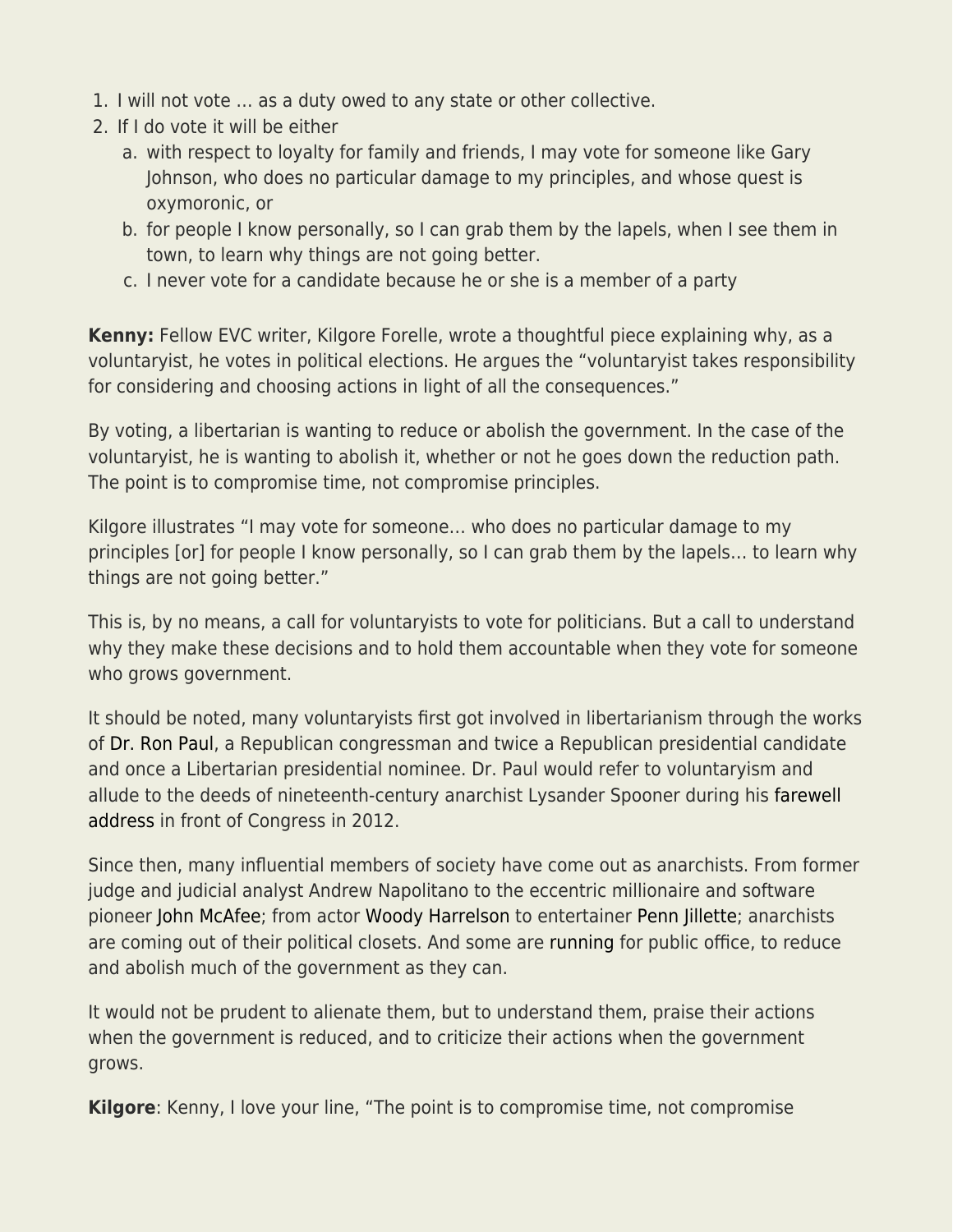1. I will not vote … as a duty owed to any state or other collective.
2. If I do vote it will be either
   a. with respect to loyalty for family and friends, I may vote for someone like Gary Johnson, who does no particular damage to my principles, and whose quest is oxymoronic, or
   b. for people I know personally, so I can grab them by the lapels, when I see them in town, to learn why things are not going better.
   c. I never vote for a candidate because he or she is a member of a party

**Kenny:** Fellow EVC writer, Kilgore Forelle, wrote a thoughtful piece explaining why, as a voluntaryist, he votes in political elections. He argues the "voluntaryist takes responsibility for considering and choosing actions in light of all the consequences."

By voting, a libertarian is wanting to reduce or abolish the government. In the case of the voluntaryist, he is wanting to abolish it, whether or not he goes down the reduction path. The point is to compromise time, not compromise principles.

Kilgore illustrates "I may vote for someone… who does no particular damage to my principles [or] for people I know personally, so I can grab them by the lapels… to learn why things are not going better."

This is, by no means, a call for voluntaryists to vote for politicians. But a call to understand why they make these decisions and to hold them accountable when they vote for someone who grows government.

It should be noted, many voluntaryists first got involved in libertarianism through the works of Dr. Ron Paul, a Republican congressman and twice a Republican presidential candidate and once a Libertarian presidential nominee. Dr. Paul would refer to voluntaryism and allude to the deeds of nineteenth-century anarchist Lysander Spooner during his farewell address in front of Congress in 2012.

Since then, many influential members of society have come out as anarchists. From former judge and judicial analyst Andrew Napolitano to the eccentric millionaire and software pioneer John McAfee; from actor Woody Harrelson to entertainer Penn Jillette; anarchists are coming out of their political closets. And some are running for public office, to reduce and abolish much of the government as they can.

It would not be prudent to alienate them, but to understand them, praise their actions when the government is reduced, and to criticize their actions when the government grows.

**Kilgore**: Kenny, I love your line, "The point is to compromise time, not compromise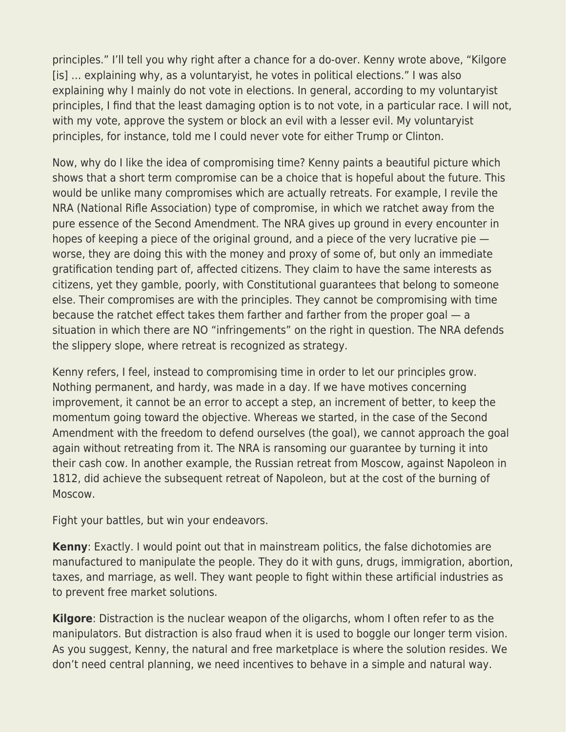principles." I'll tell you why right after a chance for a do-over. Kenny wrote above, "Kilgore [is] … explaining why, as a voluntaryist, he votes in political elections." I was also explaining why I mainly do not vote in elections. In general, according to my voluntaryist principles, I find that the least damaging option is to not vote, in a particular race. I will not, with my vote, approve the system or block an evil with a lesser evil. My voluntaryist principles, for instance, told me I could never vote for either Trump or Clinton.

Now, why do I like the idea of compromising time? Kenny paints a beautiful picture which shows that a short term compromise can be a choice that is hopeful about the future. This would be unlike many compromises which are actually retreats. For example, I revile the NRA (National Rifle Association) type of compromise, in which we ratchet away from the pure essence of the Second Amendment. The NRA gives up ground in every encounter in hopes of keeping a piece of the original ground, and a piece of the very lucrative pie — worse, they are doing this with the money and proxy of some of, but only an immediate gratification tending part of, affected citizens. They claim to have the same interests as citizens, yet they gamble, poorly, with Constitutional guarantees that belong to someone else. Their compromises are with the principles. They cannot be compromising with time because the ratchet effect takes them farther and farther from the proper goal — a situation in which there are NO "infringements" on the right in question. The NRA defends the slippery slope, where retreat is recognized as strategy.

Kenny refers, I feel, instead to compromising time in order to let our principles grow. Nothing permanent, and hardy, was made in a day. If we have motives concerning improvement, it cannot be an error to accept a step, an increment of better, to keep the momentum going toward the objective. Whereas we started, in the case of the Second Amendment with the freedom to defend ourselves (the goal), we cannot approach the goal again without retreating from it. The NRA is ransoming our guarantee by turning it into their cash cow. In another example, the Russian retreat from Moscow, against Napoleon in 1812, did achieve the subsequent retreat of Napoleon, but at the cost of the burning of Moscow.

Fight your battles, but win your endeavors.

**Kenny**: Exactly. I would point out that in mainstream politics, the false dichotomies are manufactured to manipulate the people. They do it with guns, drugs, immigration, abortion, taxes, and marriage, as well. They want people to fight within these artificial industries as to prevent free market solutions.

**Kilgore**: Distraction is the nuclear weapon of the oligarchs, whom I often refer to as the manipulators. But distraction is also fraud when it is used to boggle our longer term vision. As you suggest, Kenny, the natural and free marketplace is where the solution resides. We don't need central planning, we need incentives to behave in a simple and natural way.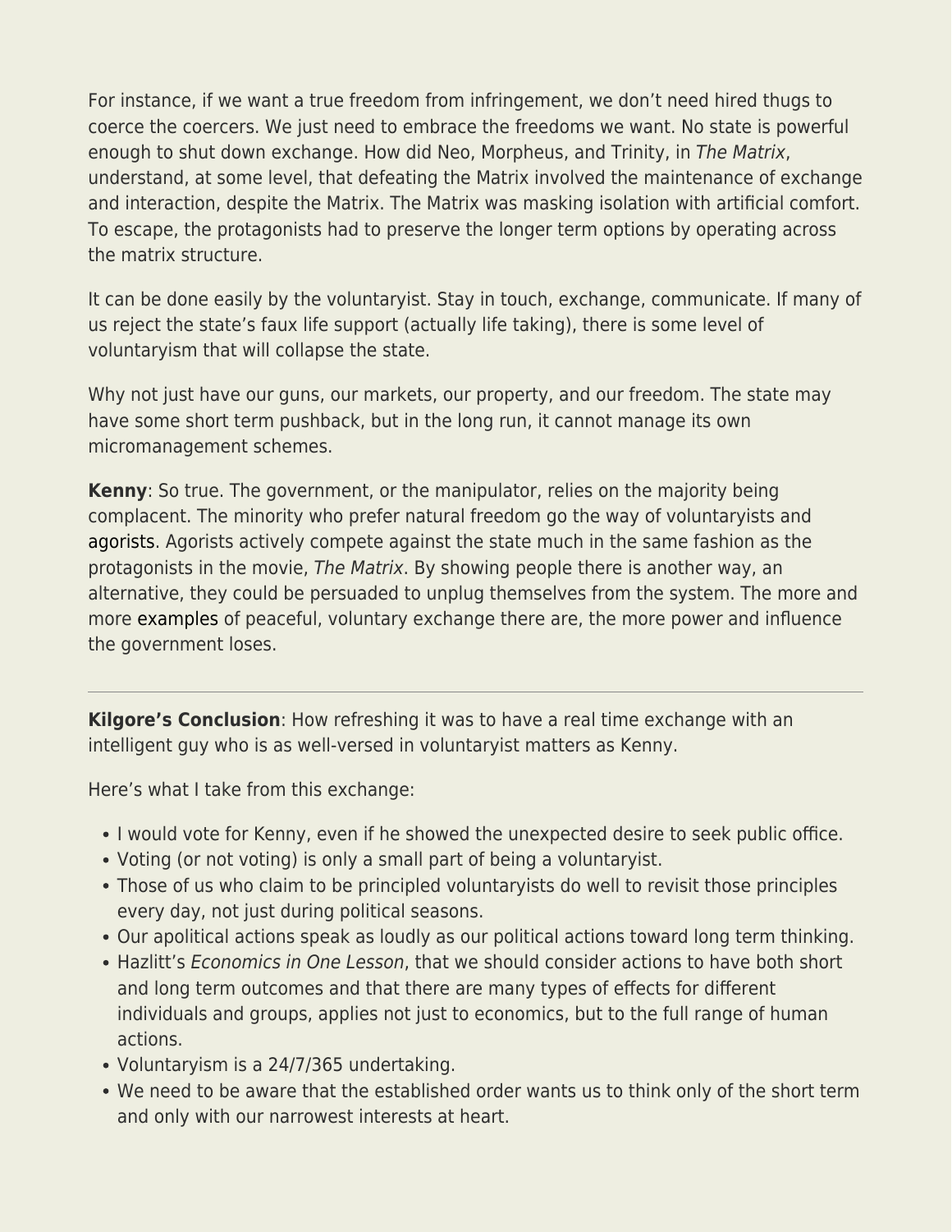For instance, if we want a true freedom from infringement, we don't need hired thugs to coerce the coercers. We just need to embrace the freedoms we want. No state is powerful enough to shut down exchange. How did Neo, Morpheus, and Trinity, in *The Matrix*, understand, at some level, that defeating the Matrix involved the maintenance of exchange and interaction, despite the Matrix. The Matrix was masking isolation with artificial comfort. To escape, the protagonists had to preserve the longer term options by operating across the matrix structure.

It can be done easily by the voluntaryist. Stay in touch, exchange, communicate. If many of us reject the state's faux life support (actually life taking), there is some level of voluntaryism that will collapse the state.

Why not just have our guns, our markets, our property, and our freedom. The state may have some short term pushback, but in the long run, it cannot manage its own micromanagement schemes.

**Kenny**: So true. The government, or the manipulator, relies on the majority being complacent. The minority who prefer natural freedom go the way of voluntaryists and agorists. Agorists actively compete against the state much in the same fashion as the protagonists in the movie, *The Matrix*. By showing people there is another way, an alternative, they could be persuaded to unplug themselves from the system. The more and more examples of peaceful, voluntary exchange there are, the more power and influence the government loses.

---

**Kilgore's Conclusion**: How refreshing it was to have a real time exchange with an intelligent guy who is as well-versed in voluntaryist matters as Kenny.

Here's what I take from this exchange:

- I would vote for Kenny, even if he showed the unexpected desire to seek public office.
- Voting (or not voting) is only a small part of being a voluntaryist.
- Those of us who claim to be principled voluntaryists do well to revisit those principles every day, not just during political seasons.
- Our apolitical actions speak as loudly as our political actions toward long term thinking.
- Hazlitt's *Economics in One Lesson*, that we should consider actions to have both short and long term outcomes and that there are many types of effects for different individuals and groups, applies not just to economics, but to the full range of human actions.
- Voluntaryism is a 24/7/365 undertaking.
- We need to be aware that the established order wants us to think only of the short term and only with our narrowest interests at heart.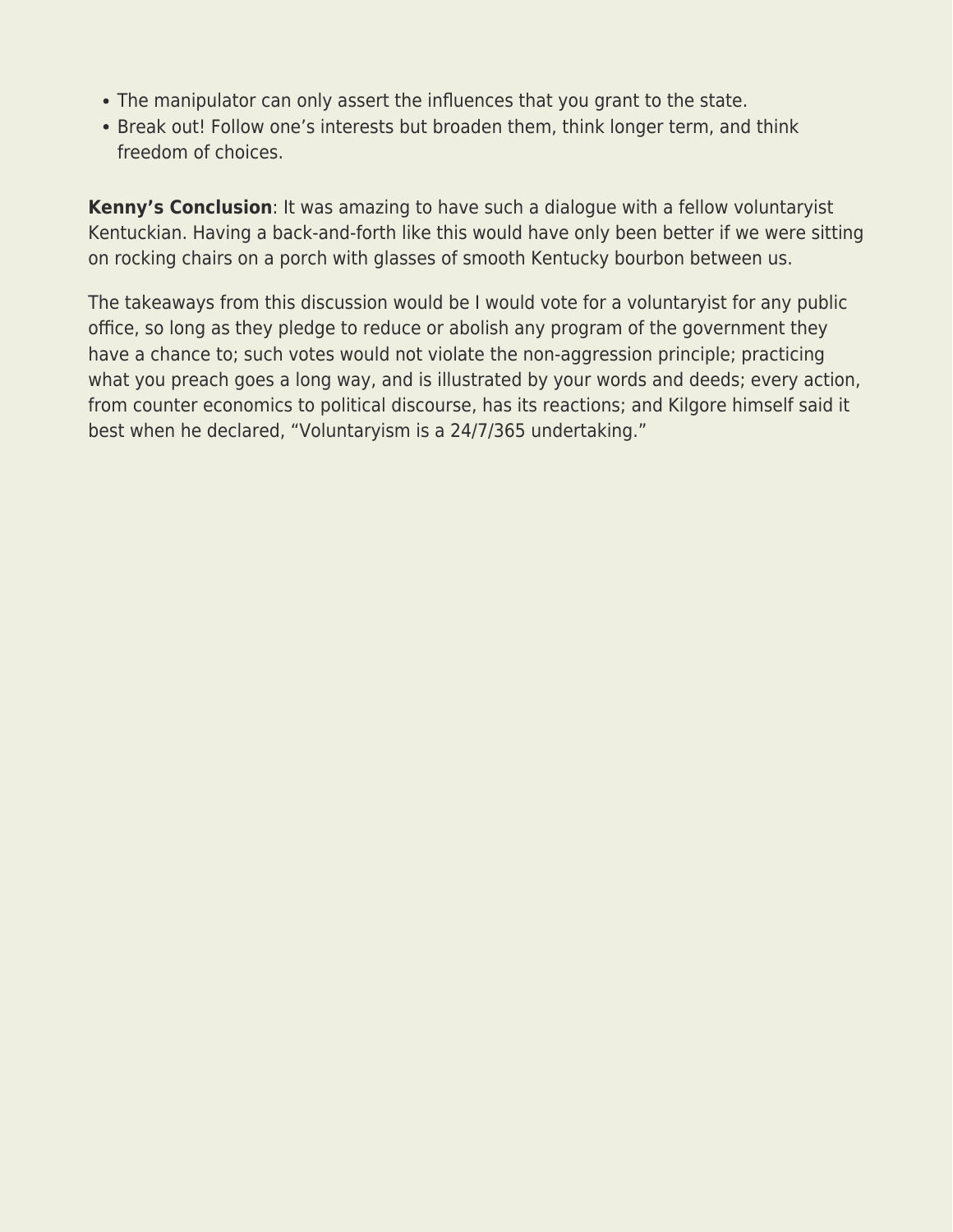- The manipulator can only assert the influences that you grant to the state.
- Break out! Follow one's interests but broaden them, think longer term, and think freedom of choices.

**Kenny's Conclusion**: It was amazing to have such a dialogue with a fellow voluntaryist Kentuckian. Having a back-and-forth like this would have only been better if we were sitting on rocking chairs on a porch with glasses of smooth Kentucky bourbon between us.

The takeaways from this discussion would be I would vote for a voluntaryist for any public office, so long as they pledge to reduce or abolish any program of the government they have a chance to; such votes would not violate the non-aggression principle; practicing what you preach goes a long way, and is illustrated by your words and deeds; every action, from counter economics to political discourse, has its reactions; and Kilgore himself said it best when he declared, "Voluntaryism is a 24/7/365 undertaking."